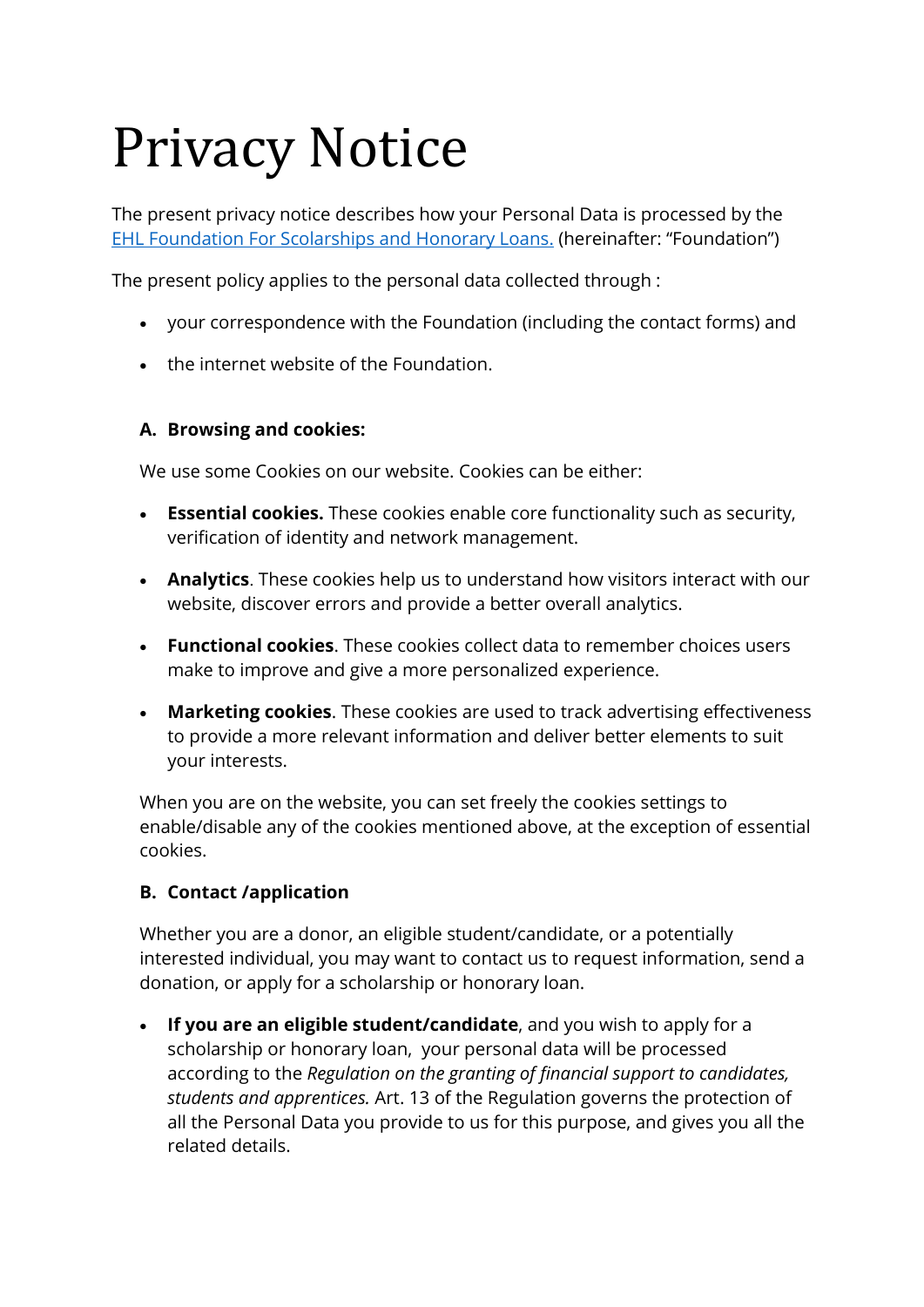# Privacy Notice

The present privacy notice describes how your Personal Data is processed by the [EHL Foundation For Scolarships and Honorary Loans.](#) (hereinafter: "Foundation")

The present policy applies to the personal data collected through :

- your correspondence with the Foundation (including the contact forms) and
- the internet website of the Foundation.

### A. Browsing and cookies:

We use some Cookies on our website. Cookies can be either:

- **Essential cookies.** These cookies enable core functionality such as security, verification of identity and network management.
- **Analytics**. These cookies help us to understand how visitors interact with our website, discover errors and provide a better overall analytics.
- **Functional cookies**. These cookies collect data to remember choices users make to improve and give a more personalized experience.
- **Marketing cookies**. These cookies are used to track advertising effectiveness to provide a more relevant information and deliver better elements to suit your interests.

When you are on the website, you can set freely the cookies settings to enable/disable any of the cookies mentioned above, at the exception of essential cookies.

### B. Contact /application

Whether you are a donor, an eligible student/candidate, or a potentially interested individual, you may want to contact us to request information, send a donation, or apply for a scholarship or honorary loan.

- **If you are an eligible student/candidate**, and you wish to apply for a scholarship or honorary loan, your personal data will be processed according to the *Regulation on the granting of financial support to candidates, students and apprentices.* Art. 13 of the Regulation governs the protection of all the Personal Data you provide to us for this purpose, and gives you all the related details.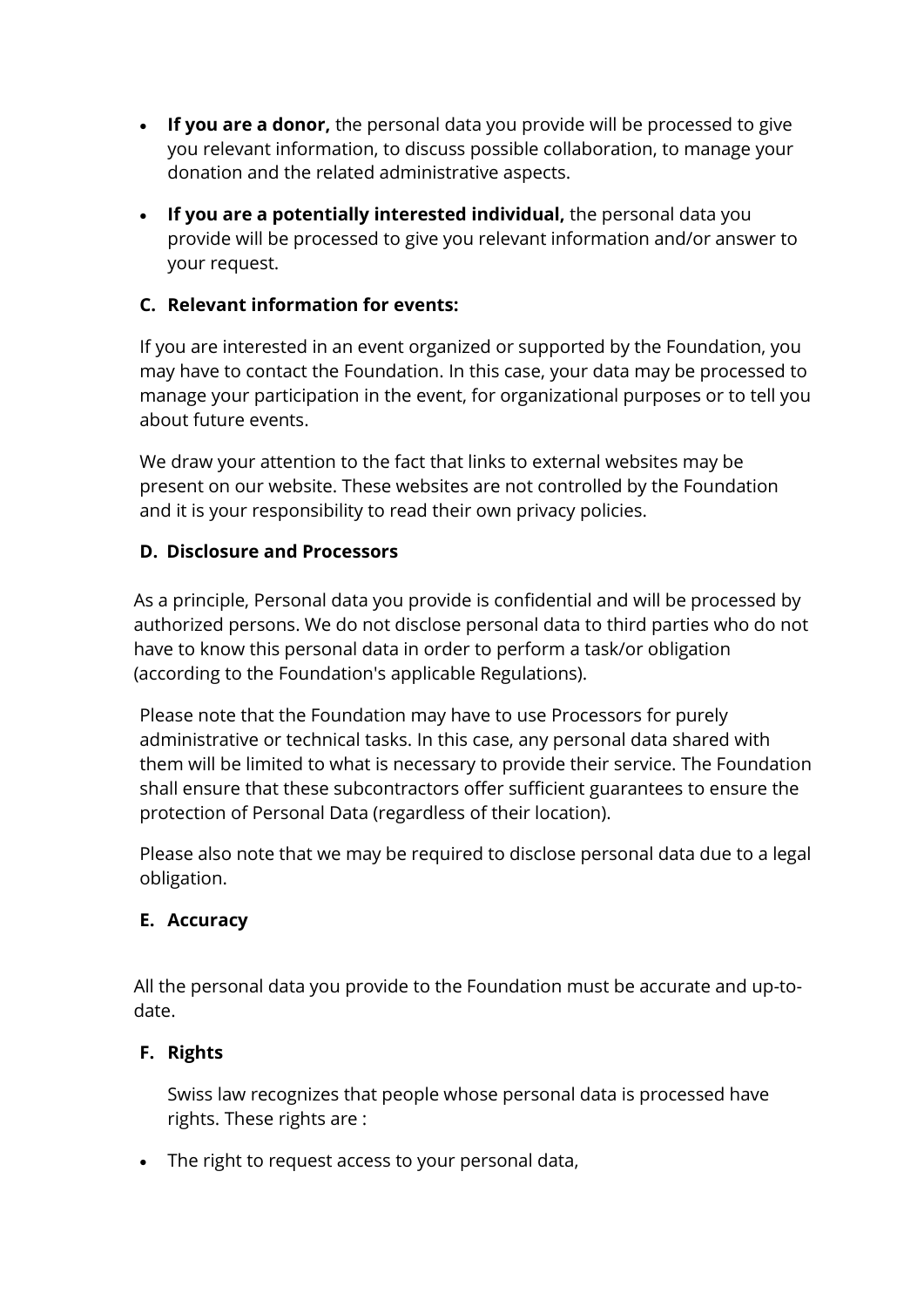- **If you are a donor,** the personal data you provide will be processed to give you relevant information, to discuss possible collaboration, to manage your donation and the related administrative aspects.
- **If you are a potentially interested individual,** the personal data you provide will be processed to give you relevant information and/or answer to your request.

### C. Relevant information for events:

If you are interested in an event organized or supported by the Foundation, you may have to contact the Foundation. In this case, your data may be processed to manage your participation in the event, for organizational purposes or to tell you about future events.

We draw your attention to the fact that links to external websites may be present on our website. These websites are not controlled by the Foundation and it is your responsibility to read their own privacy policies.

### D. Disclosure and Processors

As a principle, Personal data you provide is confidential and will be processed by authorized persons. We do not disclose personal data to third parties who do not have to know this personal data in order to perform a task/or obligation (according to the Foundation's applicable Regulations).

Please note that the Foundation may have to use Processors for purely administrative or technical tasks. In this case, any personal data shared with them will be limited to what is necessary to provide their service. The Foundation shall ensure that these subcontractors offer sufficient guarantees to ensure the protection of Personal Data (regardless of their location).

Please also note that we may be required to disclose personal data due to a legal obligation.

### E. Accuracy

All the personal data you provide to the Foundation must be accurate and up-to-date.

### F. Rights

Swiss law recognizes that people whose personal data is processed have rights. These rights are :

- The right to request access to your personal data,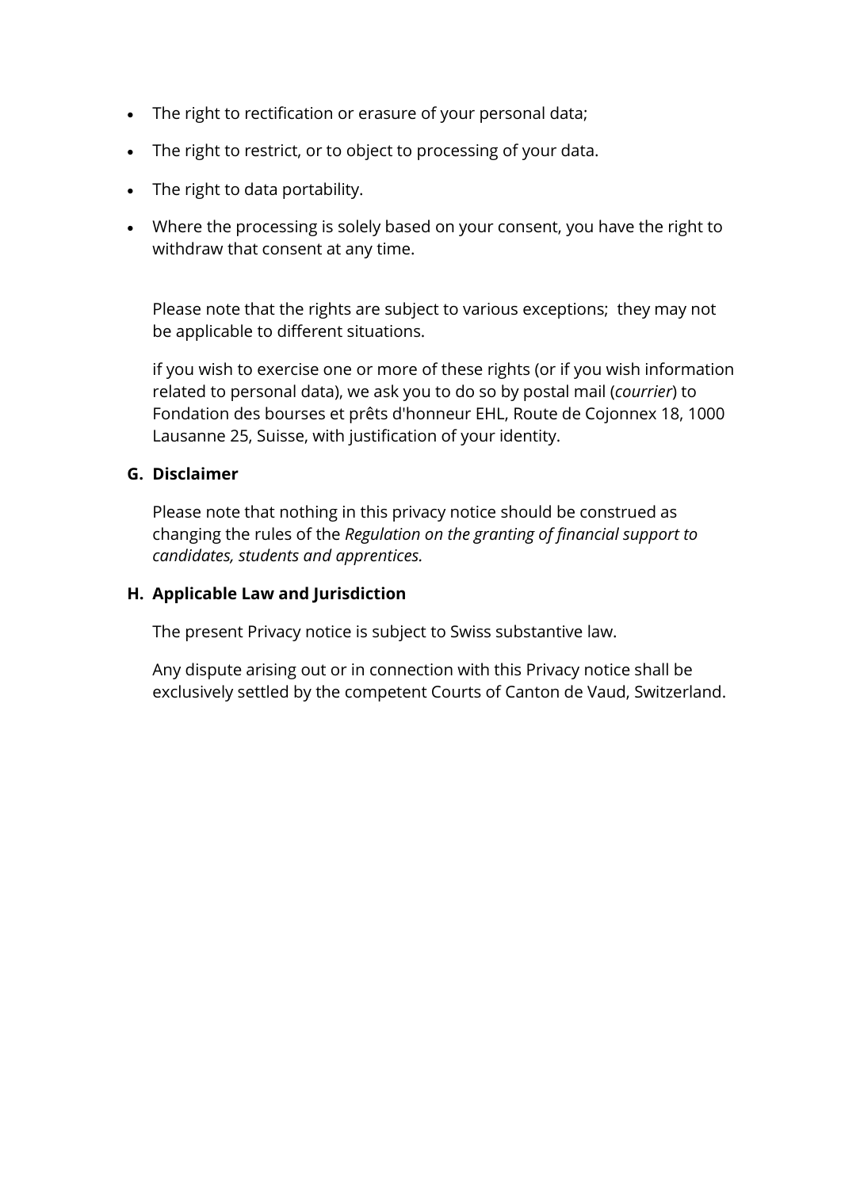- The right to rectification or erasure of your personal data;
- The right to restrict, or to object to processing of your data.
- The right to data portability.
- Where the processing is solely based on your consent, you have the right to withdraw that consent at any time.

Please note that the rights are subject to various exceptions; they may not be applicable to different situations.

if you wish to exercise one or more of these rights (or if you wish information related to personal data), we ask you to do so by postal mail (*courrier*) to Fondation des bourses et prêts d'honneur EHL, Route de Cojonnex 18, 1000 Lausanne 25, Suisse, with justification of your identity.

## G. Disclaimer

Please note that nothing in this privacy notice should be construed as changing the rules of the *Regulation on the granting of financial support to candidates, students and apprentices.*

## H. Applicable Law and Jurisdiction

The present Privacy notice is subject to Swiss substantive law.

Any dispute arising out or in connection with this Privacy notice shall be exclusively settled by the competent Courts of Canton de Vaud, Switzerland.